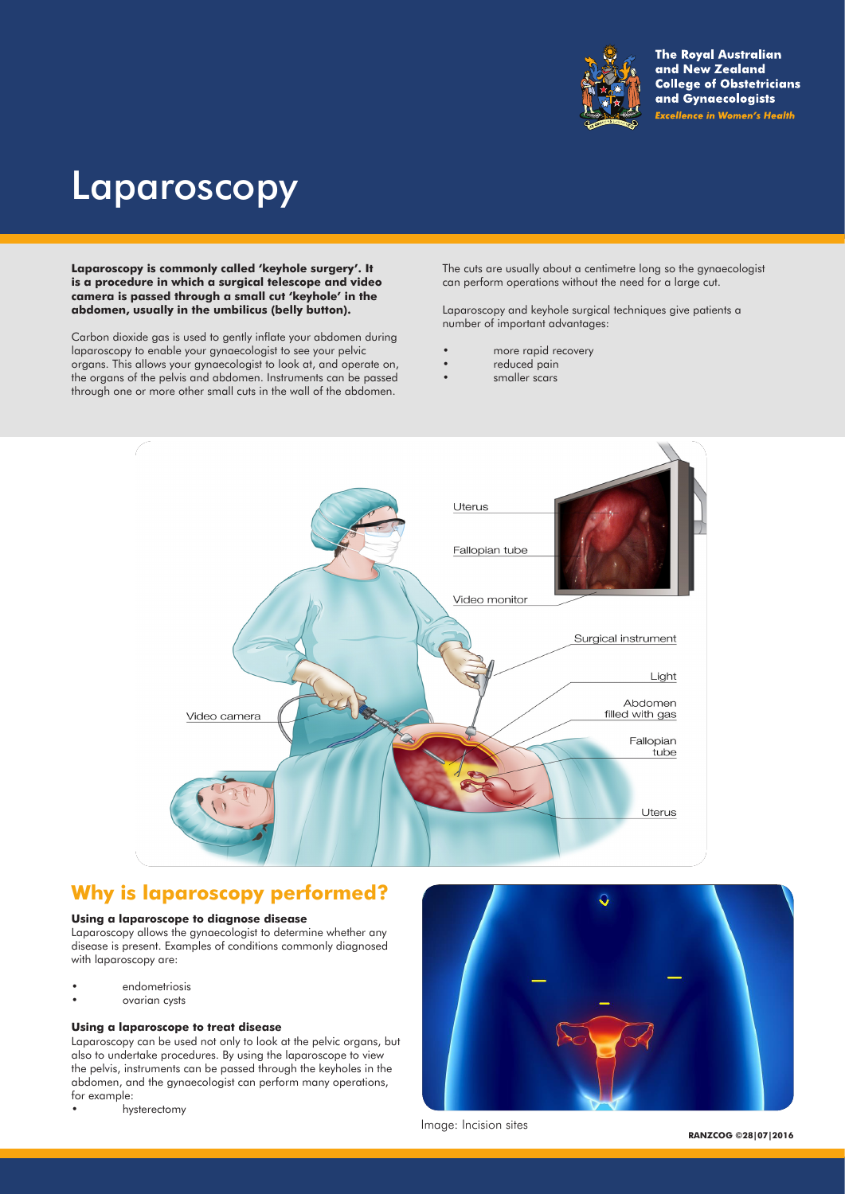The Royal Australian and New Zealand College of Obstetricians and Gynaecologists

*Excellence in Women's Health*

# Laparoscopy

**Laparoscopy is commonly called 'keyhole surgery'. It is a procedure in which a surgical telescope and video camera is passed through a small cut 'keyhole' in the abdomen, usually in the umbilicus (belly button).**

Carbon dioxide gas is used to gently inflate your abdomen during laparoscopy to enable your gynaecologist to see your pelvic organs. This allows your gynaecologist to look at, and operate on, the organs of the pelvis and abdomen. Instruments can be passed through one or more other small cuts in the wall of the abdomen.

The cuts are usually about a centimetre long so the gynaecologist can perform operations without the need for a large cut.

Laparoscopy and keyhole surgical techniques give patients a number of important advantages:

- more rapid recovery
- reduced pain
- smaller scars

Uterus

Fallopian tube

Video monitor

Surgical instrument

Light

Abdomen filled with gas

Fallopian tube

Uterus

Video camera

## Why is laparoscopy performed?

### Using a laparoscope to diagnose disease

Laparoscopy allows the gynaecologist to determine whether any disease is present. Examples of conditions commonly diagnosed with laparoscopy are:

- endometriosis
- ovarian cysts

### Using a laparoscope to treat disease

Laparoscopy can be used not only to look at the pelvic organs, but also to undertake procedures. By using the laparoscope to view the pelvis, instruments can be passed through the keyholes in the abdomen, and the gynaecologist can perform many operations, for example:

- hysterectomy

Image: Incision sites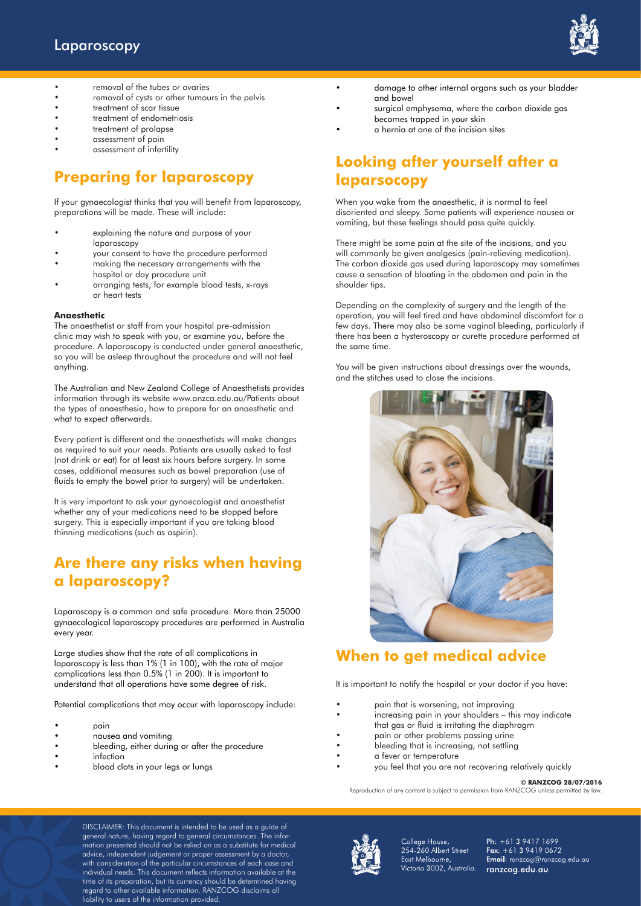- removal of the tubes or ovaries
- removal of cysts or other tumours in the pelvis
- treatment of scar tissue
- treatment of endometriosis
- treatment of prolapse
- assessment of pain
- assessment of infertility

## Preparing for laparoscopy

If your gynaecologist thinks that you will benefit from laparoscopy, preparations will be made. These will include:

- explaining the nature and purpose of your laparoscopy
- your consent to have the procedure performed
- making the necessary arrangements with the hospital or day procedure unit
- arranging tests, for example blood tests, x-rays or heart tests

### Anaesthetic

The anaesthetist or staff from your hospital pre-admission clinic may wish to speak with you, or examine you, before the procedure. A laparoscopy is conducted under general anaesthetic, so you will be asleep throughout the procedure and will not feel anything.

The Australian and New Zealand College of Anaesthetists provides information through its website www.anzca.edu.au/Patients about the types of anaesthesia, how to prepare for an anaesthetic and what to expect afterwards.

Every patient is different and the anaesthetists will make changes as required to suit your needs. Patients are usually asked to fast (not drink or eat) for at least six hours before surgery. In some cases, additional measures such as bowel preparation (use of fluids to empty the bowel prior to surgery) will be undertaken.

It is very important to ask your gynaecologist and anaesthetist whether any of your medications need to be stopped before surgery. This is especially important if you are taking blood thinning medications (such as aspirin).

## Are there any risks when having a laparoscopy?

Laparoscopy is a common and safe procedure. More than 25000 gynaecological laparoscopy procedures are performed in Australia every year.

Large studies show that the rate of all complications in laparoscopy is less than 1% (1 in 100), with the rate of major complications less than 0.5% (1 in 200). It is important to understand that all operations have some degree of risk.

Potential complications that may occur with laparoscopy include:

- pain
- nausea and vomiting
- bleeding, either during or after the procedure
- infection
- blood clots in your legs or lungs
- damage to other internal organs such as your bladder and bowel
- surgical emphysema, where the carbon dioxide gas becomes trapped in your skin
- a hernia at one of the incision sites

## Looking after yourself after a laparsocopy

When you wake from the anaesthetic, it is normal to feel disoriented and sleepy. Some patients will experience nausea or vomiting, but these feelings should pass quite quickly.

There might be some pain at the site of the incisions, and you will commonly be given analgesics (pain-relieving medication). The carbon dioxide gas used during laparoscopy may sometimes cause a sensation of bloating in the abdomen and pain in the shoulder tips.

Depending on the complexity of surgery and the length of the operation, you will feel tired and have abdominal discomfort for a few days. There may also be some vaginal bleeding, particularly if there has been a hysteroscopy or curette procedure performed at the same time.

You will be given instructions about dressings over the wounds, and the stitches used to close the incisions.

## When to get medical advice

It is important to notify the hospital or your doctor if you have:

- pain that is worsening, not improving
- increasing pain in your shoulders – this may indicate that gas or fluid is irritating the diaphragm
- pain or other problems passing urine
- bleeding that is increasing, not settling
- a fever or temperature
- you feel that you are not recovering relatively quickly

**© RANZCOG 28/07/2016**

Reproduction of any content is subject to permission from RANZCOG unless permitted by law.

DISCLAIMER: This document is intended to be used as a guide of general nature, having regard to general circumstances. The information presented should not be relied on as a substitute for medical advice, independent judgement or proper assessment by a doctor, with consideration of the particular circumstances of each case and individual needs. This document reflects information available at the time of its preparation, but its currency should be determined having regard to other available information. RANZCOG disclaims all liability to users of the information provided.

College House,
254-260 Albert Street
East Melbourne,
Victoria 3002, Australia.

**Ph**: +61 3 9417 1699
**Fax**: +61 3 9419 0672
**Email**: ranzcog@ranzcog.edu.au
ranzcog.edu.au